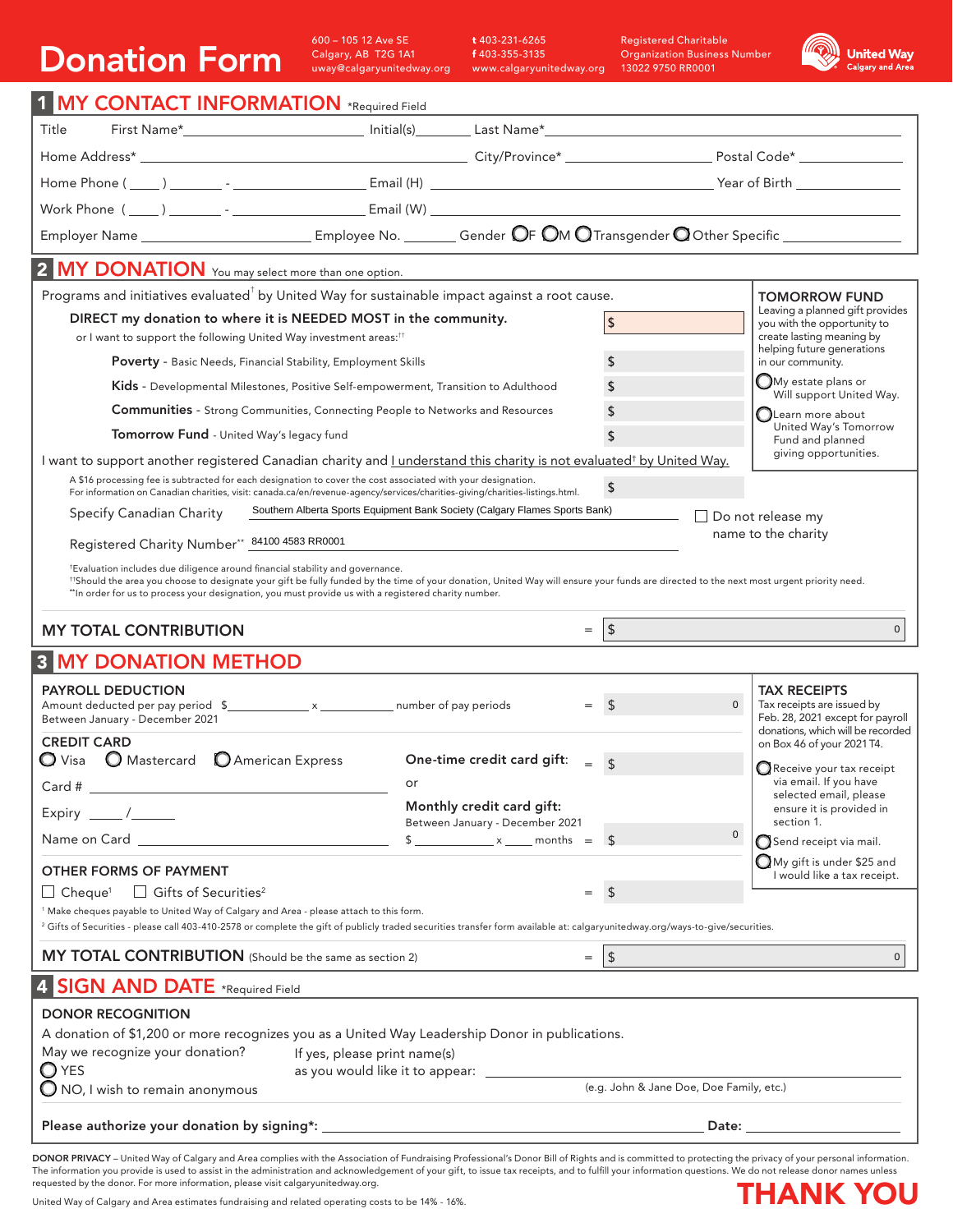# Donation Form

600 – 105 12 Ave SE
Calgary, AB T2G 1A1
uway@calgaryunitedway.org

t 403-231-6265
f 403-355-3135
www.calgaryunitedway.org

Registered Charitable Organization Business Number 13022 9750 RR0001

United Way Calgary and Area

## 1 MY CONTACT INFORMATION *Required Field

Title First Name* ____________ Initial(s) ______ Last Name* ____________

Home Address* ____________ City/Province* ____________ Postal Code* ____________

Home Phone ( ____ ) ______ - ____________ Email (H) ____________ Year of Birth ____________

Work Phone ( ____ ) ______ - ____________ Email (W) ____________

Employer Name ____________ Employee No. ______ Gender ◯ F ◯ M ◯ Transgender ◯ Other Specific ____________

## 2 MY DONATION You may select more than one option.

Programs and initiatives evaluated† by United Way for sustainable impact against a root cause.

**DIRECT my donation to where it is NEEDED MOST in the community.** $

or I want to support the following United Way investment areas:††

**Poverty** - Basic Needs, Financial Stability, Employment Skills $

**Kids** - Developmental Milestones, Positive Self-empowerment, Transition to Adulthood $

**Communities** - Strong Communities, Connecting People to Networks and Resources $

**Tomorrow Fund** - United Way's legacy fund $

**TOMORROW FUND**
Leaving a planned gift provides you with the opportunity to create lasting meaning by helping future generations in our community.

◯ My estate plans or Will support United Way.

◯ Learn more about United Way's Tomorrow Fund and planned giving opportunities.

I want to support another registered Canadian charity and I understand this charity is not evaluated† by United Way.

A $16 processing fee is subtracted for each designation to cover the cost associated with your designation.
For information on Canadian charities, visit: canada.ca/en/revenue-agency/services/charities-giving/charities-listings.html. $

Specify Canadian Charity: Southern Alberta Sports Equipment Bank Society (Calgary Flames Sports Bank)

☐ Do not release my name to the charity

Registered Charity Number** 84100 4583 RR0001

†Evaluation includes due diligence around financial stability and governance.
††Should the area you choose to designate your gift be fully funded by the time of your donation, United Way will ensure your funds are directed to the next most urgent priority need.
**In order for us to process your designation, you must provide us with a registered charity number.

**MY TOTAL CONTRIBUTION** = $ 0

## 3 MY DONATION METHOD

**PAYROLL DEDUCTION**
Amount deducted per pay period $ ________ x ________ number of pay periods = $ 0
Between January - December 2021

**CREDIT CARD**
◯ Visa ◯ Mastercard ◯ American Express

Card # ____________

Expiry ____ / ____

Name on Card ____________

**One-time credit card gift:** = $

or

**Monthly credit card gift:**
Between January - December 2021
$ ________ x ____ months = $ 0

**OTHER FORMS OF PAYMENT**
☐ Cheque¹ ☐ Gifts of Securities² = $

¹ Make cheques payable to United Way of Calgary and Area - please attach to this form.
² Gifts of Securities - please call 403-410-2578 or complete the gift of publicly traded securities transfer form available at: calgaryunitedway.org/ways-to-give/securities.

**TAX RECEIPTS**
Tax receipts are issued by Feb. 28, 2021 except for payroll donations, which will be recorded on Box 46 of your 2021 T4.

◯ Receive your tax receipt via email. If you have selected email, please ensure it is provided in section 1.

◯ Send receipt via mail.

◯ My gift is under $25 and I would like a tax receipt.

**MY TOTAL CONTRIBUTION** (Should be the same as section 2) = $ 0

## 4 SIGN AND DATE *Required Field

**DONOR RECOGNITION**

A donation of $1,200 or more recognizes you as a United Way Leadership Donor in publications.

May we recognize your donation?
◯ YES
◯ NO, I wish to remain anonymous

If yes, please print name(s) as you would like it to appear: ____________
(e.g. John & Jane Doe, Doe Family, etc.)

**Please authorize your donation by signing*:** ____________ **Date:** ____________

**DONOR PRIVACY** – United Way of Calgary and Area complies with the Association of Fundraising Professional's Donor Bill of Rights and is committed to protecting the privacy of your personal information. The information you provide is used to assist in the administration and acknowledgement of your gift, to issue tax receipts, and to fulfill your information questions. We do not release donor names unless requested by the donor. For more information, please visit calgaryunitedway.org.

United Way of Calgary and Area estimates fundraising and related operating costs to be 14% - 16%.

**THANK YOU**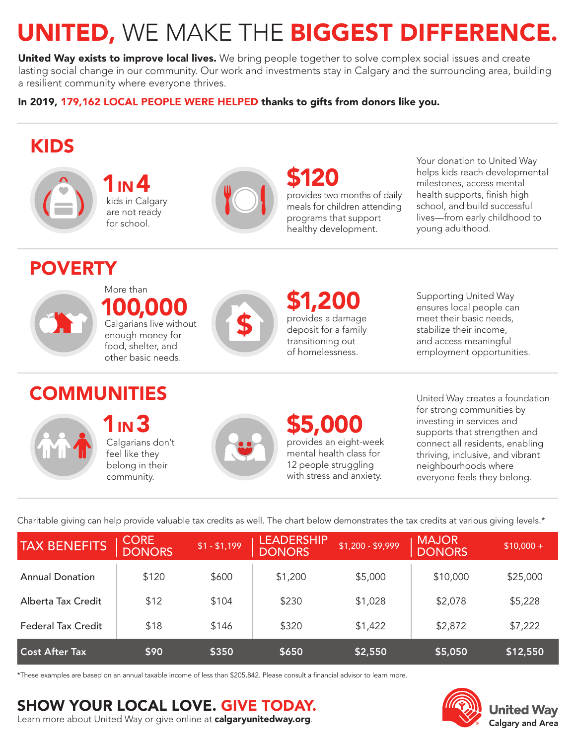# UNITED, WE MAKE THE BIGGEST DIFFERENCE.

**United Way exists to improve local lives.** We bring people together to solve complex social issues and create lasting social change in our community. Our work and investments stay in Calgary and the surrounding area, building a resilient community where everyone thrives.

**In 2019, 179,162 LOCAL PEOPLE WERE HELPED thanks to gifts from donors like you.**

## KIDS

**1 IN 4** kids in Calgary are not ready for school.

**$120** provides two months of daily meals for children attending programs that support healthy development.

Your donation to United Way helps kids reach developmental milestones, access mental health supports, finish high school, and build successful lives—from early childhood to young adulthood.

## POVERTY

More than **100,000** Calgarians live without enough money for food, shelter, and other basic needs.

**$1,200** provides a damage deposit for a family transitioning out of homelessness.

Supporting United Way ensures local people can meet their basic needs, stabilize their income, and access meaningful employment opportunities.

## COMMUNITIES

**1 IN 3** Calgarians don't feel like they belong in their community.

**$5,000** provides an eight-week mental health class for 12 people struggling with stress and anxiety.

United Way creates a foundation for strong communities by investing in services and supports that strengthen and connect all residents, enabling thriving, inclusive, and vibrant neighbourhoods where everyone feels they belong.

Charitable giving can help provide valuable tax credits as well. The chart below demonstrates the tax credits at various giving levels.*

| TAX BENEFITS | CORE DONORS | $1 - $1,199 | LEADERSHIP DONORS | $1,200 - $9,999 | MAJOR DONORS | $10,000 + |
|---|---|---|---|---|---|---|
| Annual Donation | $120 | $600 | $1,200 | $5,000 | $10,000 | $25,000 |
| Alberta Tax Credit | $12 | $104 | $230 | $1,028 | $2,078 | $5,228 |
| Federal Tax Credit | $18 | $146 | $320 | $1,422 | $2,872 | $7,222 |
| **Cost After Tax** | **$90** | **$350** | **$650** | **$2,550** | **$5,050** | **$12,550** |

*These examples are based on an annual taxable income of less than $205,842. Please consult a financial advisor to learn more.

**SHOW YOUR LOCAL LOVE. GIVE TODAY.**

Learn more about United Way or give online at **calgaryunitedway.org**.

United Way Calgary and Area